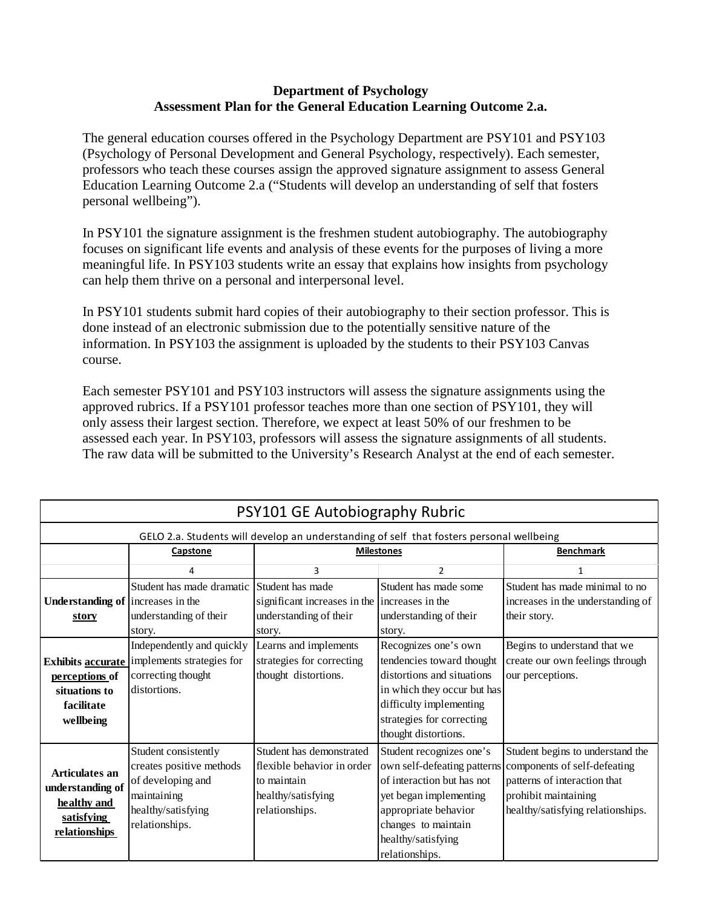**Department of Psychology**
**Assessment Plan for the General Education Learning Outcome 2.a.**

The general education courses offered in the Psychology Department are PSY101 and PSY103 (Psychology of Personal Development and General Psychology, respectively). Each semester, professors who teach these courses assign the approved signature assignment to assess General Education Learning Outcome 2.a (“Students will develop an understanding of self that fosters personal wellbeing”).

In PSY101 the signature assignment is the freshmen student autobiography. The autobiography focuses on significant life events and analysis of these events for the purposes of living a more meaningful life. In PSY103 students write an essay that explains how insights from psychology can help them thrive on a personal and interpersonal level.

In PSY101 students submit hard copies of their autobiography to their section professor. This is done instead of an electronic submission due to the potentially sensitive nature of the information. In PSY103 the assignment is uploaded by the students to their PSY103 Canvas course.

Each semester PSY101 and PSY103 instructors will assess the signature assignments using the approved rubrics. If a PSY101 professor teaches more than one section of PSY101, they will only assess their largest section. Therefore, we expect at least 50% of our freshmen to be assessed each year. In PSY103, professors will assess the signature assignments of all students. The raw data will be submitted to the University’s Research Analyst at the end of each semester.

| PSY101 GE Autobiography Rubric | | | | |
|---|---|---|---|---|
| GELO 2.a. Students will develop an understanding of self that fosters personal wellbeing | | | | |
| | **Capstone** | **Milestones** | | **Benchmark** |
| | 4 | 3 | 2 | 1 |
| **Understanding of story** | Student has made dramatic increases in the understanding of their story. | Student has made significant increases in the understanding of their story. | Student has made some increases in the understanding of their story. | Student has made minimal to no increases in the understanding of their story. |
| **Exhibits accurate perceptions of situations to facilitate wellbeing** | Independently and quickly implements strategies for correcting thought distortions. | Learns and implements strategies for correcting thought distortions. | Recognizes one’s own tendencies toward thought distortions and situations in which they occur but has difficulty implementing strategies for correcting thought distortions. | Begins to understand that we create our own feelings through our perceptions. |
| **Articulates an understanding of healthy and satisfying relationships** | Student consistently creates positive methods of developing and maintaining healthy/satisfying relationships. | Student has demonstrated flexible behavior in order to maintain healthy/satisfying relationships. | Student recognizes one’s own self-defeating patterns of interaction but has not yet began implementing appropriate behavior changes to maintain healthy/satisfying relationships. | Student begins to understand the components of self-defeating patterns of interaction that prohibit maintaining healthy/satisfying relationships. |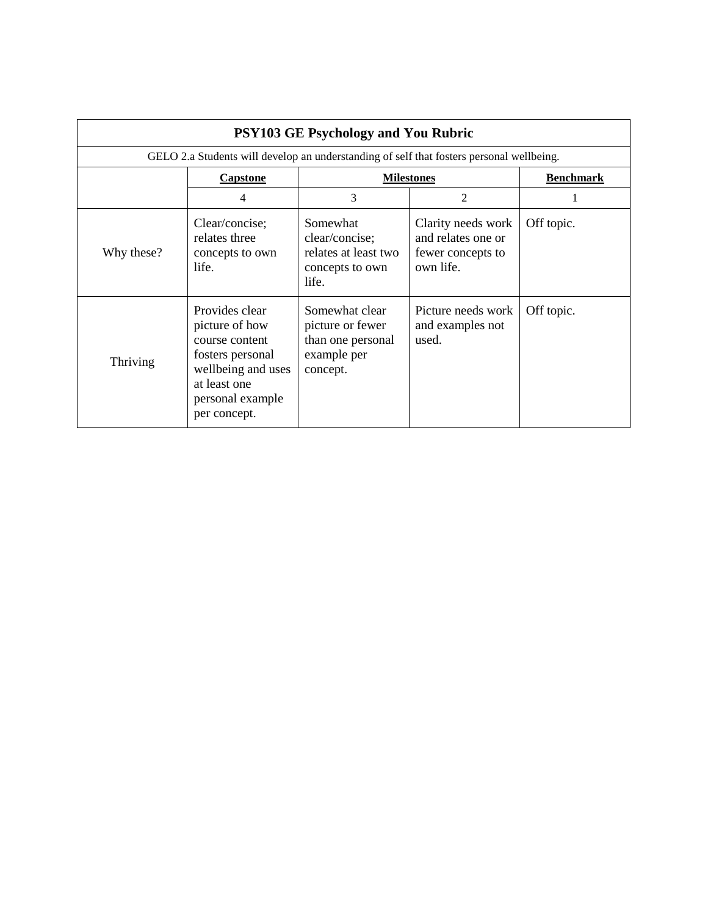| PSY103 GE Psychology and You Rubric | | | | |
|---|---|---|---|---|
| GELO 2.a Students will develop an understanding of self that fosters personal wellbeing. | | | | |
| | **Capstone** | **Milestones** | | **Benchmark** |
| | 4 | 3 | 2 | 1 |
| Why these? | Clear/concise; relates three concepts to own life. | Somewhat clear/concise; relates at least two concepts to own life. | Clarity needs work and relates one or fewer concepts to own life. | Off topic. |
| Thriving | Provides clear picture of how course content fosters personal wellbeing and uses at least one personal example per concept. | Somewhat clear picture or fewer than one personal example per concept. | Picture needs work and examples not used. | Off topic. |